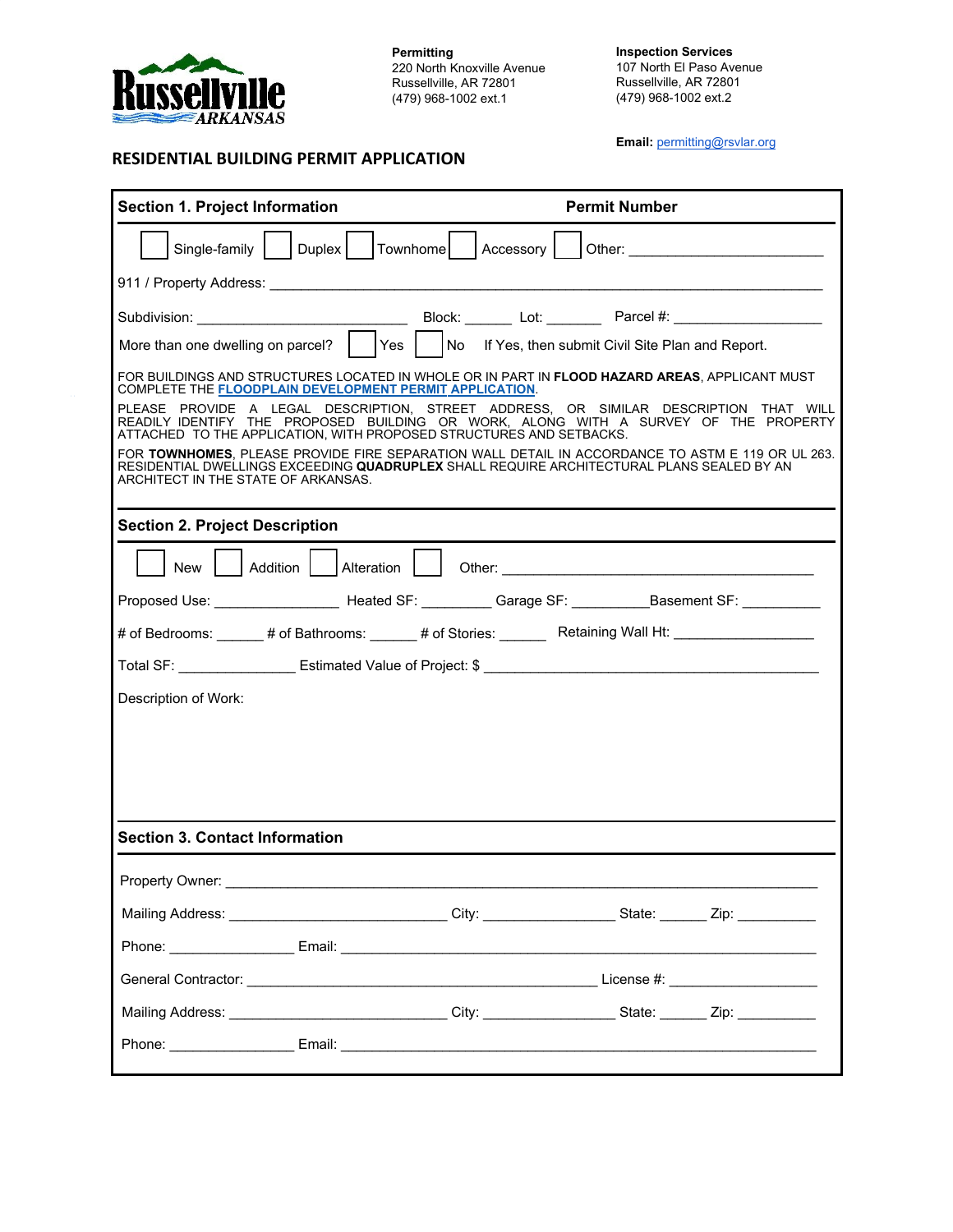Russellville ARKANSAS

**Permitting**
220 North Knoxville Avenue
Russellville, AR 72801
(479) 968-1002 ext.1

**Inspection Services**
107 North El Paso Avenue
Russellville, AR 72801
(479) 968-1002 ext.2

**Email:** permitting@rsvlar.org

# RESIDENTIAL BUILDING PERMIT APPLICATION

## Section 1. Project Information

**Permit Number**

☐ Single-family ☐ Duplex ☐ Townhome ☐ Accessory ☐ Other: ________________________

911 / Property Address: ____________________________________________________________

Subdivision: __________________________ Block: ______ Lot: _______ Parcel #: __________________

More than one dwelling on parcel? ☐ Yes ☐ No If Yes, then submit Civil Site Plan and Report.

FOR BUILDINGS AND STRUCTURES LOCATED IN WHOLE OR IN PART IN **FLOOD HAZARD AREAS**, APPLICANT MUST COMPLETE THE **FLOODPLAIN DEVELOPMENT PERMIT APPLICATION**.

PLEASE PROVIDE A LEGAL DESCRIPTION, STREET ADDRESS, OR SIMILAR DESCRIPTION THAT WILL READILY IDENTIFY THE PROPOSED BUILDING OR WORK, ALONG WITH A SURVEY OF THE PROPERTY ATTACHED TO THE APPLICATION, WITH PROPOSED STRUCTURES AND SETBACKS.

FOR **TOWNHOMES**, PLEASE PROVIDE FIRE SEPARATION WALL DETAIL IN ACCORDANCE TO ASTM E 119 OR UL 263. RESIDENTIAL DWELLINGS EXCEEDING **QUADRUPLEX** SHALL REQUIRE ARCHITECTURAL PLANS SEALED BY AN ARCHITECT IN THE STATE OF ARKANSAS.

## Section 2. Project Description

☐ New ☐ Addition ☐ Alteration ☐ Other: ________________________________________

Proposed Use: ________________ Heated SF: _________ Garage SF: __________ Basement SF: __________

# of Bedrooms: ______ # of Bathrooms: ______ # of Stories: ______ Retaining Wall Ht: __________________

Total SF: _______________ Estimated Value of Project: $ ____________________________________________

Description of Work:

## Section 3. Contact Information

Property Owner: ____________________________________________________________________________

Mailing Address: ____________________________ City: _________________ State: ______ Zip: __________

Phone: ________________ Email: ____________________________________________________________

General Contractor: ____________________________________________ License #: ___________________

Mailing Address: ____________________________ City: _________________ State: ______ Zip: __________

Phone: ________________ Email: ____________________________________________________________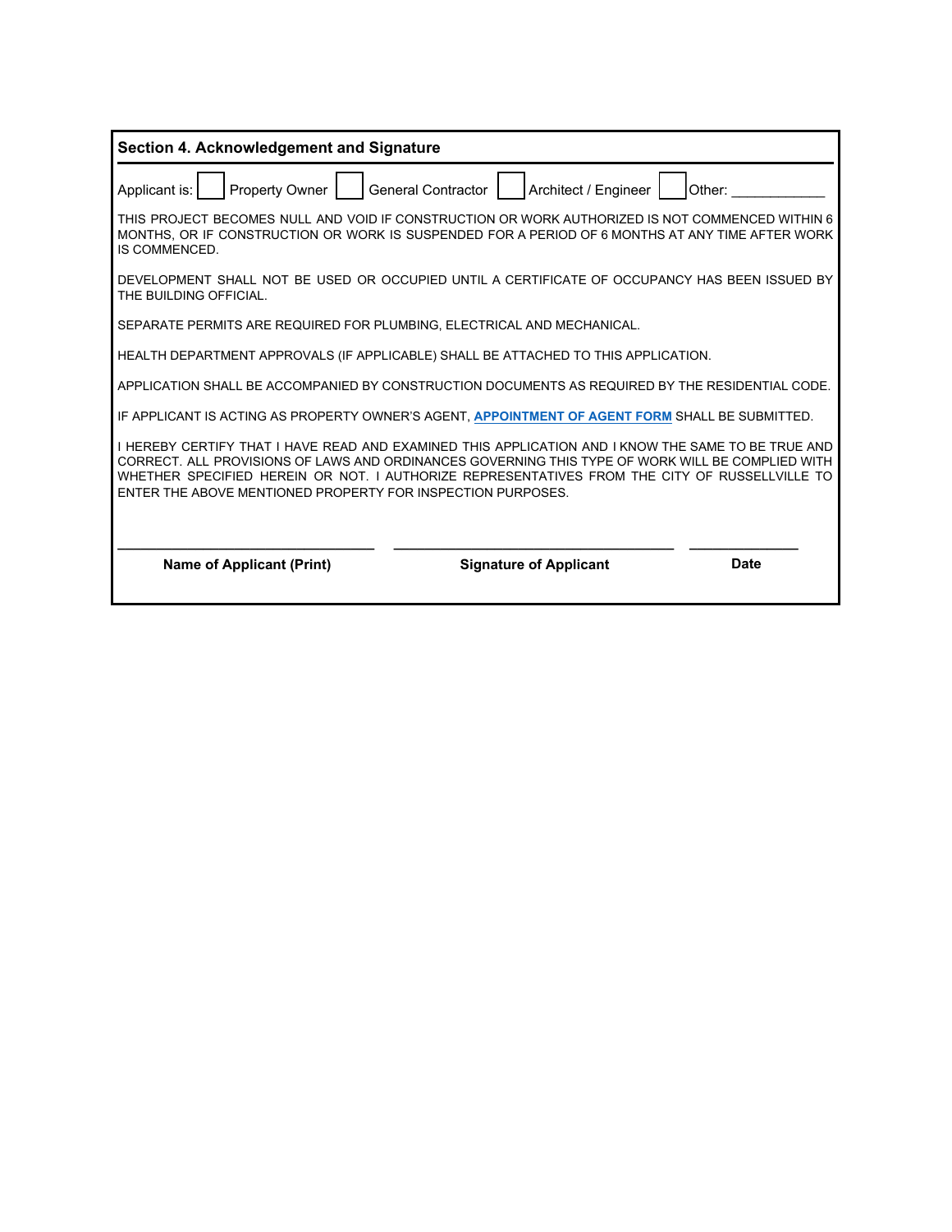## Section 4. Acknowledgement and Signature

Applicant is: ☐ Property Owner ☐ General Contractor ☐ Architect / Engineer ☐ Other: ____________

THIS PROJECT BECOMES NULL AND VOID IF CONSTRUCTION OR WORK AUTHORIZED IS NOT COMMENCED WITHIN 6 MONTHS, OR IF CONSTRUCTION OR WORK IS SUSPENDED FOR A PERIOD OF 6 MONTHS AT ANY TIME AFTER WORK IS COMMENCED.

DEVELOPMENT SHALL NOT BE USED OR OCCUPIED UNTIL A CERTIFICATE OF OCCUPANCY HAS BEEN ISSUED BY THE BUILDING OFFICIAL.

SEPARATE PERMITS ARE REQUIRED FOR PLUMBING, ELECTRICAL AND MECHANICAL.

HEALTH DEPARTMENT APPROVALS (IF APPLICABLE) SHALL BE ATTACHED TO THIS APPLICATION.

APPLICATION SHALL BE ACCOMPANIED BY CONSTRUCTION DOCUMENTS AS REQUIRED BY THE RESIDENTIAL CODE.

IF APPLICANT IS ACTING AS PROPERTY OWNER'S AGENT, **APPOINTMENT OF AGENT FORM** SHALL BE SUBMITTED.

I HEREBY CERTIFY THAT I HAVE READ AND EXAMINED THIS APPLICATION AND I KNOW THE SAME TO BE TRUE AND CORRECT. ALL PROVISIONS OF LAWS AND ORDINANCES GOVERNING THIS TYPE OF WORK WILL BE COMPLIED WITH WHETHER SPECIFIED HEREIN OR NOT. I AUTHORIZE REPRESENTATIVES FROM THE CITY OF RUSSELLVILLE TO ENTER THE ABOVE MENTIONED PROPERTY FOR INSPECTION PURPOSES.

| | | |
|---|---|---|
| ______________________________ | ______________________________ | ____________ |
| **Name of Applicant (Print)** | **Signature of Applicant** | **Date** |